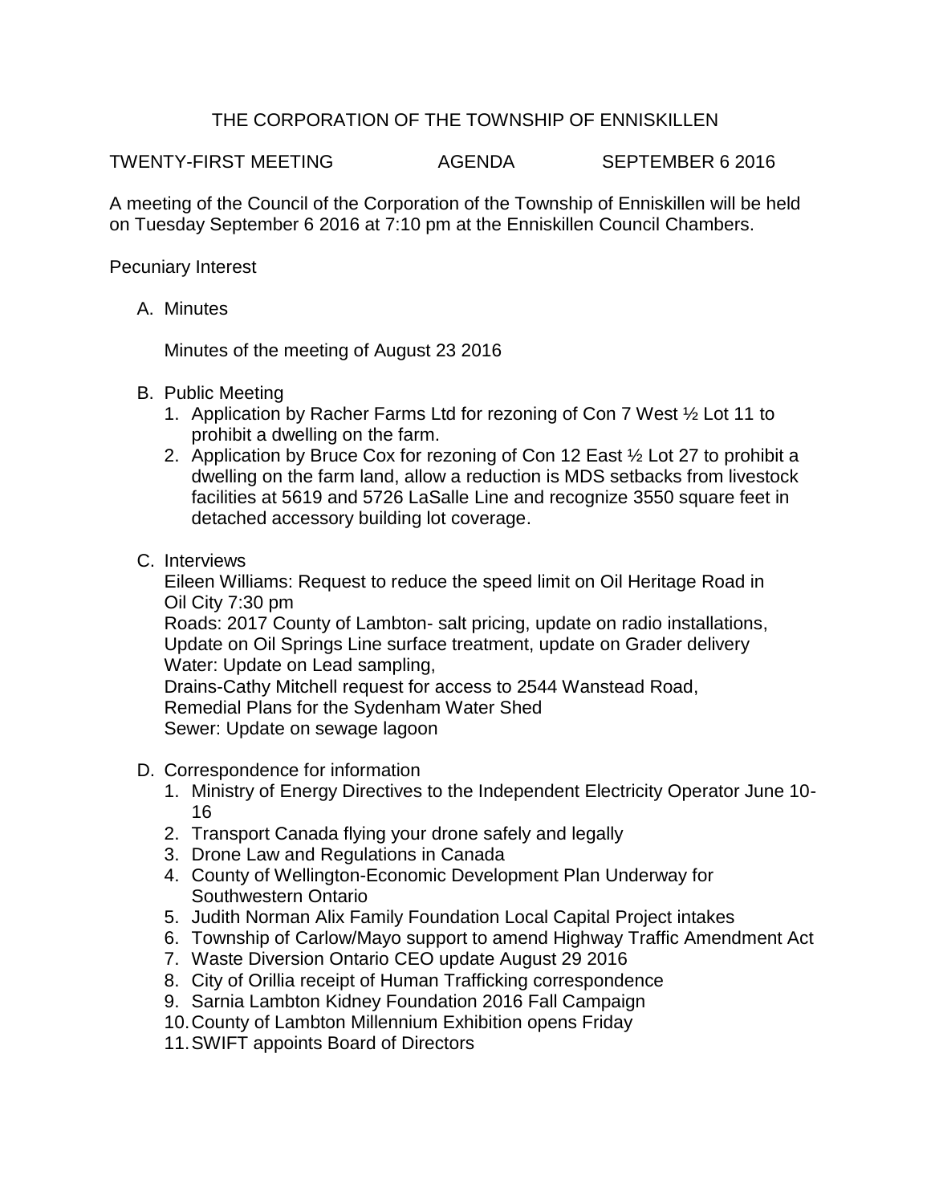# THE CORPORATION OF THE TOWNSHIP OF ENNISKILLEN

TWENTY-FIRST MEETING AGENDA SEPTEMBER 6 2016

A meeting of the Council of the Corporation of the Township of Enniskillen will be held on Tuesday September 6 2016 at 7:10 pm at the Enniskillen Council Chambers.

Pecuniary Interest

A. Minutes

   Minutes of the meeting of August 23 2016

B. Public Meeting
   1. Application by Racher Farms Ltd for rezoning of Con 7 West ½ Lot 11 to prohibit a dwelling on the farm.
   2. Application by Bruce Cox for rezoning of Con 12 East ½ Lot 27 to prohibit a dwelling on the farm land, allow a reduction is MDS setbacks from livestock facilities at 5619 and 5726 LaSalle Line and recognize 3550 square feet in detached accessory building lot coverage.

C. Interviews

   Eileen Williams: Request to reduce the speed limit on Oil Heritage Road in Oil City 7:30 pm
   Roads: 2017 County of Lambton- salt pricing, update on radio installations, Update on Oil Springs Line surface treatment, update on Grader delivery
   Water: Update on Lead sampling,
   Drains-Cathy Mitchell request for access to 2544 Wanstead Road,
   Remedial Plans for the Sydenham Water Shed
   Sewer: Update on sewage lagoon

D. Correspondence for information
   1. Ministry of Energy Directives to the Independent Electricity Operator June 10-16
   2. Transport Canada flying your drone safely and legally
   3. Drone Law and Regulations in Canada
   4. County of Wellington-Economic Development Plan Underway for Southwestern Ontario
   5. Judith Norman Alix Family Foundation Local Capital Project intakes
   6. Township of Carlow/Mayo support to amend Highway Traffic Amendment Act
   7. Waste Diversion Ontario CEO update August 29 2016
   8. City of Orillia receipt of Human Trafficking correspondence
   9. Sarnia Lambton Kidney Foundation 2016 Fall Campaign
   10. County of Lambton Millennium Exhibition opens Friday
   11. SWIFT appoints Board of Directors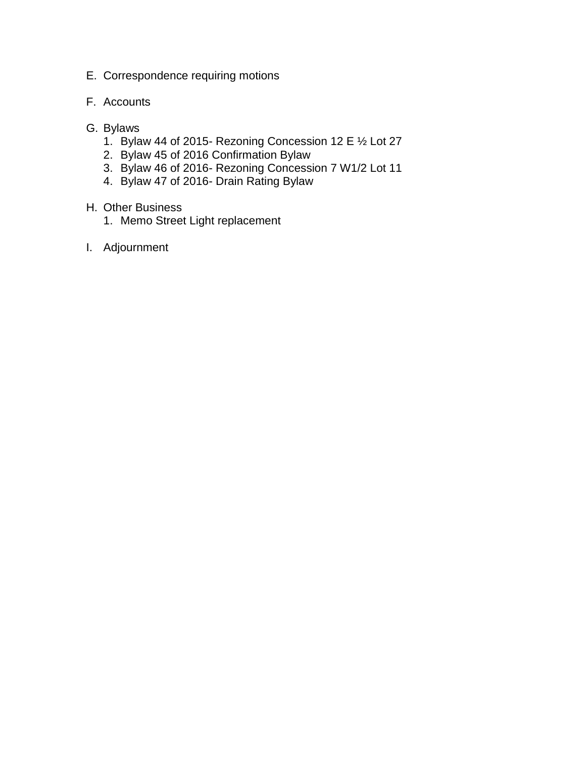E. Correspondence requiring motions

F. Accounts

G. Bylaws
   1. Bylaw 44 of 2015- Rezoning Concession 12 E ½ Lot 27
   2. Bylaw 45 of 2016 Confirmation Bylaw
   3. Bylaw 46 of 2016- Rezoning Concession 7 W1/2 Lot 11
   4. Bylaw 47 of 2016- Drain Rating Bylaw

H. Other Business
   1. Memo Street Light replacement

I. Adjournment